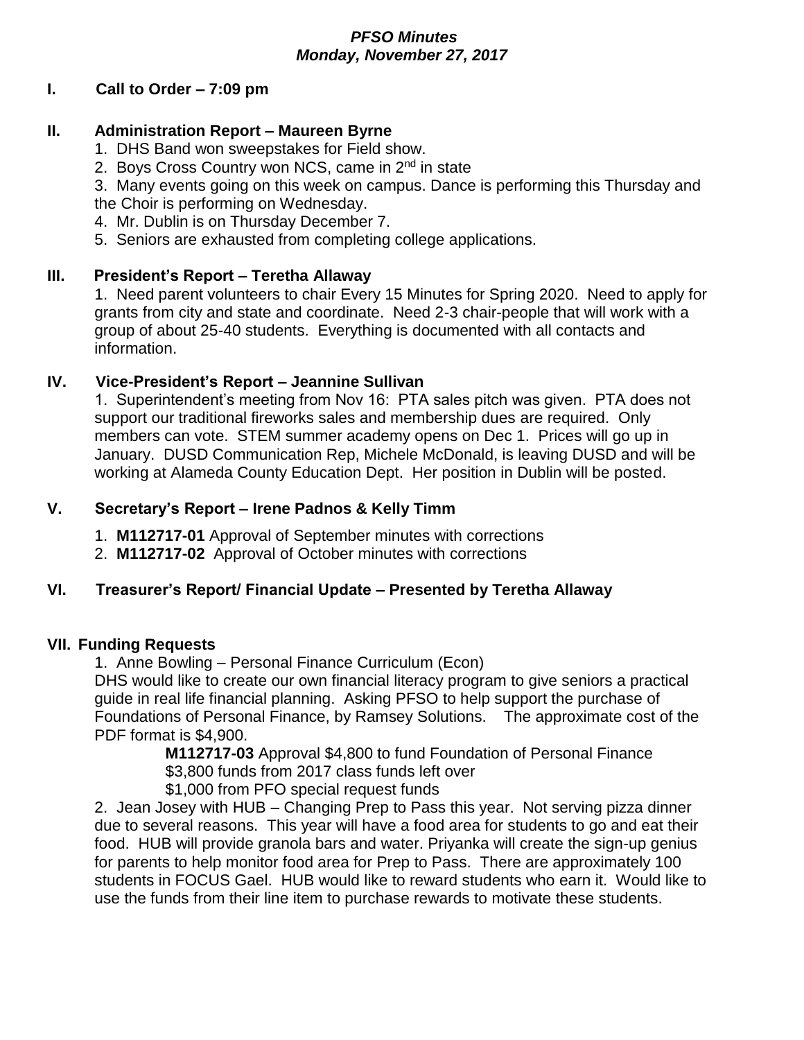***PFSO Minutes***
***Monday, November 27, 2017***

## I. Call to Order – 7:09 pm

## II. Administration Report – Maureen Byrne

1. DHS Band won sweepstakes for Field show.
2. Boys Cross Country won NCS, came in 2nd in state
3. Many events going on this week on campus. Dance is performing this Thursday and the Choir is performing on Wednesday.
4. Mr. Dublin is on Thursday December 7.
5. Seniors are exhausted from completing college applications.

## III. President's Report – Teretha Allaway

1. Need parent volunteers to chair Every 15 Minutes for Spring 2020. Need to apply for grants from city and state and coordinate. Need 2-3 chair-people that will work with a group of about 25-40 students. Everything is documented with all contacts and information.

## IV. Vice-President's Report – Jeannine Sullivan

1. Superintendent's meeting from Nov 16: PTA sales pitch was given. PTA does not support our traditional fireworks sales and membership dues are required. Only members can vote. STEM summer academy opens on Dec 1. Prices will go up in January. DUSD Communication Rep, Michele McDonald, is leaving DUSD and will be working at Alameda County Education Dept. Her position in Dublin will be posted.

## V. Secretary's Report – Irene Padnos & Kelly Timm

1. **M112717-01** Approval of September minutes with corrections
2. **M112717-02** Approval of October minutes with corrections

## VI. Treasurer's Report/ Financial Update – Presented by Teretha Allaway

## VII. Funding Requests

1. Anne Bowling – Personal Finance Curriculum (Econ)
DHS would like to create our own financial literacy program to give seniors a practical guide in real life financial planning. Asking PFSO to help support the purchase of Foundations of Personal Finance, by Ramsey Solutions. The approximate cost of the PDF format is $4,900.

   **M112717-03** Approval $4,800 to fund Foundation of Personal Finance
   $3,800 funds from 2017 class funds left over
   $1,000 from PFO special request funds

2. Jean Josey with HUB – Changing Prep to Pass this year. Not serving pizza dinner due to several reasons. This year will have a food area for students to go and eat their food. HUB will provide granola bars and water. Priyanka will create the sign-up genius for parents to help monitor food area for Prep to Pass. There are approximately 100 students in FOCUS Gael. HUB would like to reward students who earn it. Would like to use the funds from their line item to purchase rewards to motivate these students.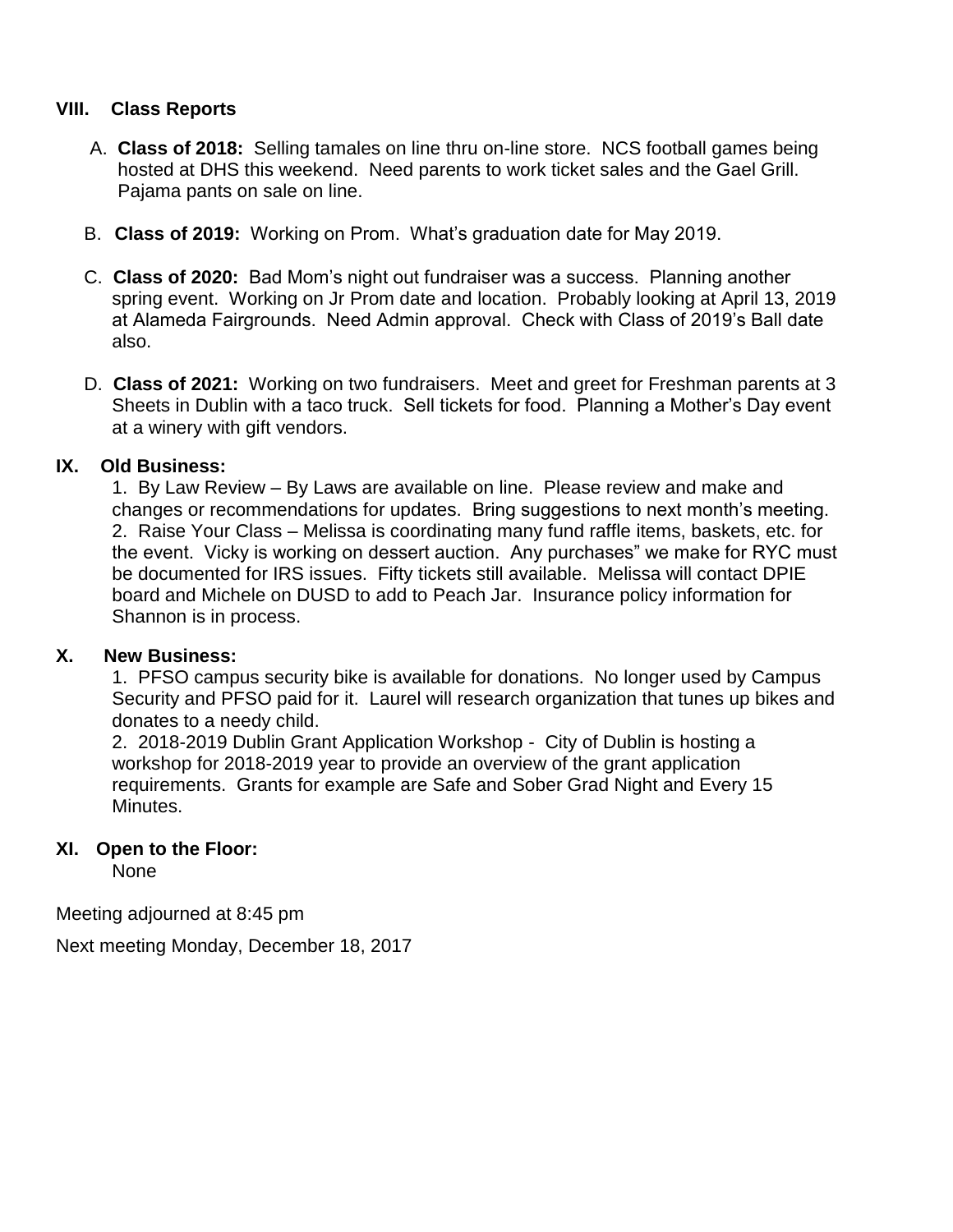## VIII. Class Reports

A. **Class of 2018:** Selling tamales on line thru on-line store. NCS football games being hosted at DHS this weekend. Need parents to work ticket sales and the Gael Grill. Pajama pants on sale on line.

B. **Class of 2019:** Working on Prom. What's graduation date for May 2019.

C. **Class of 2020:** Bad Mom's night out fundraiser was a success. Planning another spring event. Working on Jr Prom date and location. Probably looking at April 13, 2019 at Alameda Fairgrounds. Need Admin approval. Check with Class of 2019's Ball date also.

D. **Class of 2021:** Working on two fundraisers. Meet and greet for Freshman parents at 3 Sheets in Dublin with a taco truck. Sell tickets for food. Planning a Mother's Day event at a winery with gift vendors.

## IX. Old Business:

1. By Law Review – By Laws are available on line. Please review and make and changes or recommendations for updates. Bring suggestions to next month's meeting.
2. Raise Your Class – Melissa is coordinating many fund raffle items, baskets, etc. for the event. Vicky is working on dessert auction. Any purchases" we make for RYC must be documented for IRS issues. Fifty tickets still available. Melissa will contact DPIE board and Michele on DUSD to add to Peach Jar. Insurance policy information for Shannon is in process.

## X. New Business:

1. PFSO campus security bike is available for donations. No longer used by Campus Security and PFSO paid for it. Laurel will research organization that tunes up bikes and donates to a needy child.
2. 2018-2019 Dublin Grant Application Workshop - City of Dublin is hosting a workshop for 2018-2019 year to provide an overview of the grant application requirements. Grants for example are Safe and Sober Grad Night and Every 15 Minutes.

## XI. Open to the Floor:

None

Meeting adjourned at 8:45 pm

Next meeting Monday, December 18, 2017